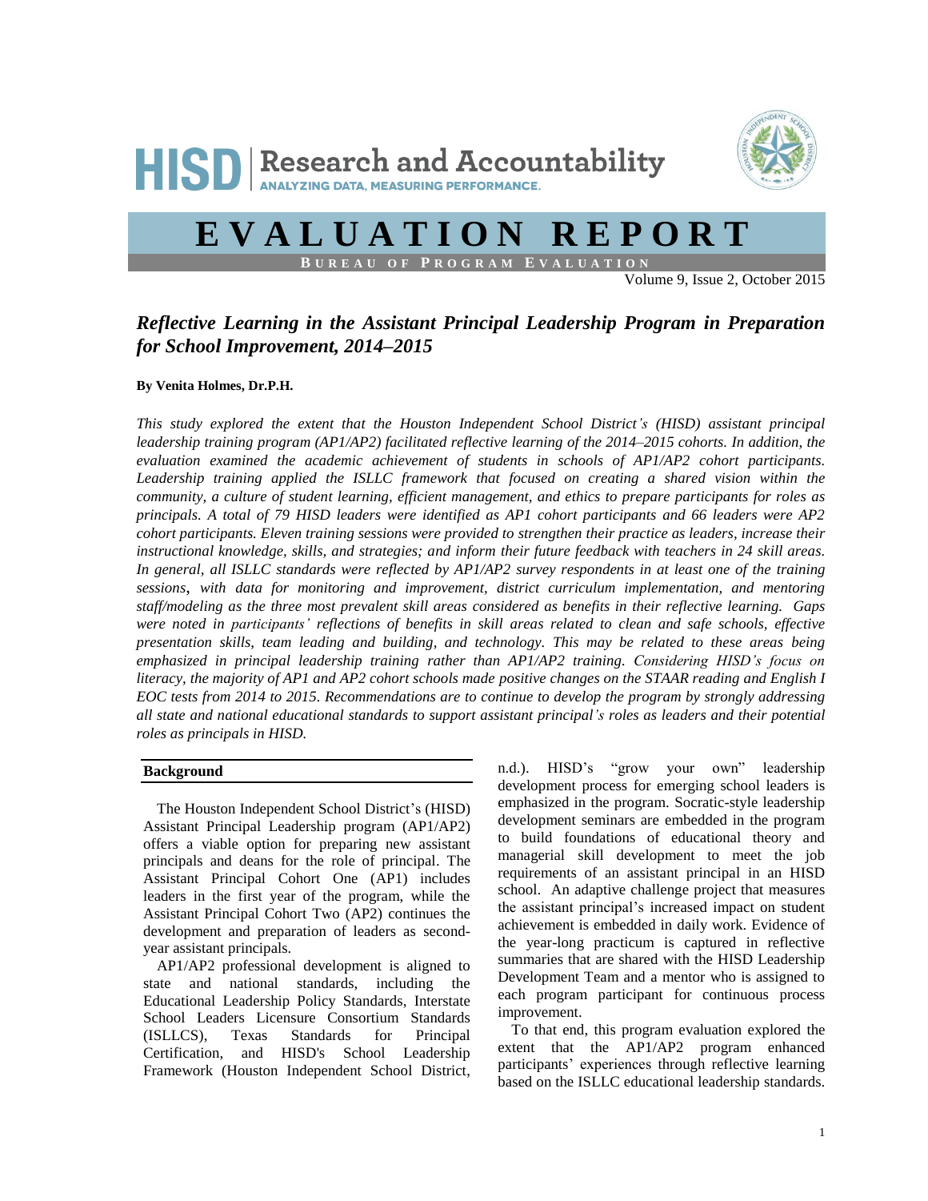# HISD | Research and Accountability

ANALYZING DATA, MEASURING PERFORMANCE.

# EVALUATION REPORT

BUREAU OF PROGRAM EVALUATION

Volume 9, Issue 2, October 2015

## *Reflective Learning in the Assistant Principal Leadership Program in Preparation for School Improvement, 2014–2015*

**By Venita Holmes, Dr.P.H.**

*This study explored the extent that the Houston Independent School District's (HISD) assistant principal leadership training program (AP1/AP2) facilitated reflective learning of the 2014–2015 cohorts. In addition, the evaluation examined the academic achievement of students in schools of AP1/AP2 cohort participants. Leadership training applied the ISLLC framework that focused on creating a shared vision within the community, a culture of student learning, efficient management, and ethics to prepare participants for roles as principals. A total of 79 HISD leaders were identified as AP1 cohort participants and 66 leaders were AP2 cohort participants. Eleven training sessions were provided to strengthen their practice as leaders, increase their instructional knowledge, skills, and strategies; and inform their future feedback with teachers in 24 skill areas. In general, all ISLLC standards were reflected by AP1/AP2 survey respondents in at least one of the training sessions, with data for monitoring and improvement, district curriculum implementation, and mentoring staff/modeling as the three most prevalent skill areas considered as benefits in their reflective learning. Gaps were noted in participants' reflections of benefits in skill areas related to clean and safe schools, effective presentation skills, team leading and building, and technology. This may be related to these areas being emphasized in principal leadership training rather than AP1/AP2 training. Considering HISD's focus on literacy, the majority of AP1 and AP2 cohort schools made positive changes on the STAAR reading and English I EOC tests from 2014 to 2015. Recommendations are to continue to develop the program by strongly addressing all state and national educational standards to support assistant principal's roles as leaders and their potential roles as principals in HISD.*

### Background

The Houston Independent School District's (HISD) Assistant Principal Leadership program (AP1/AP2) offers a viable option for preparing new assistant principals and deans for the role of principal. The Assistant Principal Cohort One (AP1) includes leaders in the first year of the program, while the Assistant Principal Cohort Two (AP2) continues the development and preparation of leaders as second-year assistant principals.

AP1/AP2 professional development is aligned to state and national standards, including the Educational Leadership Policy Standards, Interstate School Leaders Licensure Consortium Standards (ISLLCS), Texas Standards for Principal Certification, and HISD's School Leadership Framework (Houston Independent School District, n.d.). HISD's "grow your own" leadership development process for emerging school leaders is emphasized in the program. Socratic-style leadership development seminars are embedded in the program to build foundations of educational theory and managerial skill development to meet the job requirements of an assistant principal in an HISD school. An adaptive challenge project that measures the assistant principal's increased impact on student achievement is embedded in daily work. Evidence of the year-long practicum is captured in reflective summaries that are shared with the HISD Leadership Development Team and a mentor who is assigned to each program participant for continuous process improvement.

To that end, this program evaluation explored the extent that the AP1/AP2 program enhanced participants' experiences through reflective learning based on the ISLLC educational leadership standards.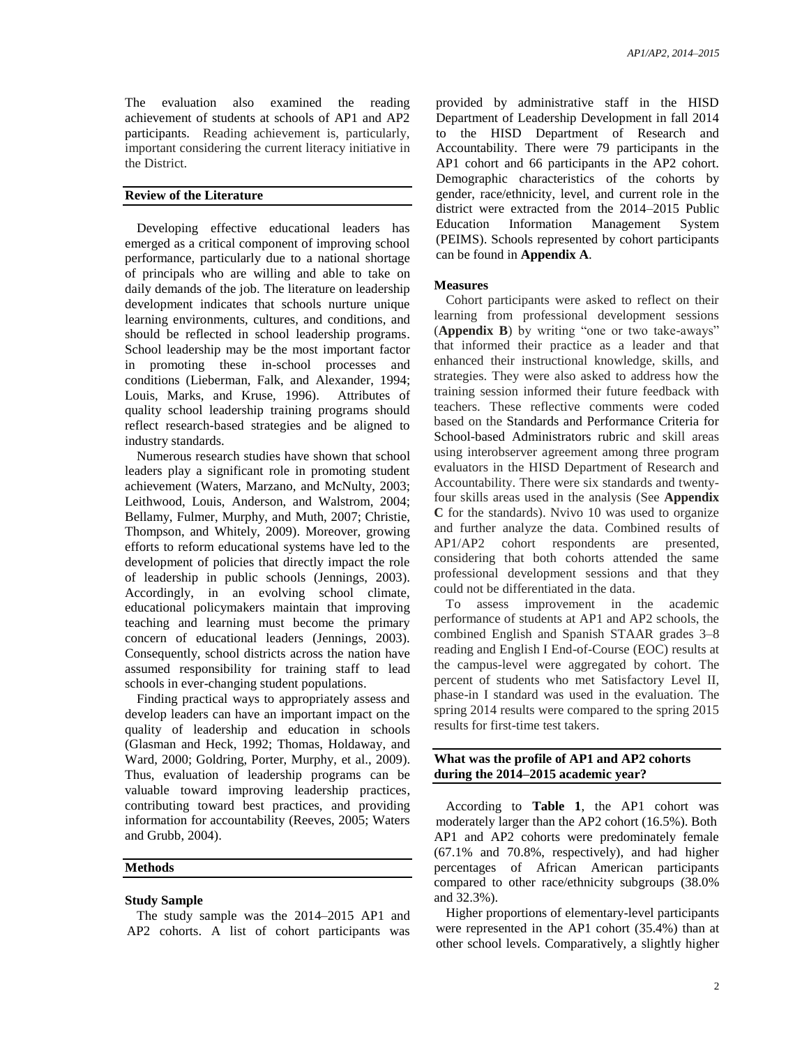The evaluation also examined the reading achievement of students at schools of AP1 and AP2 participants. Reading achievement is, particularly, important considering the current literacy initiative in the District.

## Review of the Literature

Developing effective educational leaders has emerged as a critical component of improving school performance, particularly due to a national shortage of principals who are willing and able to take on daily demands of the job. The literature on leadership development indicates that schools nurture unique learning environments, cultures, and conditions, and should be reflected in school leadership programs. School leadership may be the most important factor in promoting these in-school processes and conditions (Lieberman, Falk, and Alexander, 1994; Louis, Marks, and Kruse, 1996). Attributes of quality school leadership training programs should reflect research-based strategies and be aligned to industry standards.

Numerous research studies have shown that school leaders play a significant role in promoting student achievement (Waters, Marzano, and McNulty, 2003; Leithwood, Louis, Anderson, and Walstrom, 2004; Bellamy, Fulmer, Murphy, and Muth, 2007; Christie, Thompson, and Whitely, 2009). Moreover, growing efforts to reform educational systems have led to the development of policies that directly impact the role of leadership in public schools (Jennings, 2003). Accordingly, in an evolving school climate, educational policymakers maintain that improving teaching and learning must become the primary concern of educational leaders (Jennings, 2003). Consequently, school districts across the nation have assumed responsibility for training staff to lead schools in ever-changing student populations.

Finding practical ways to appropriately assess and develop leaders can have an important impact on the quality of leadership and education in schools (Glasman and Heck, 1992; Thomas, Holdaway, and Ward, 2000; Goldring, Porter, Murphy, et al., 2009). Thus, evaluation of leadership programs can be valuable toward improving leadership practices, contributing toward best practices, and providing information for accountability (Reeves, 2005; Waters and Grubb, 2004).

## Methods

### Study Sample

The study sample was the 2014–2015 AP1 and AP2 cohorts. A list of cohort participants was provided by administrative staff in the HISD Department of Leadership Development in fall 2014 to the HISD Department of Research and Accountability. There were 79 participants in the AP1 cohort and 66 participants in the AP2 cohort. Demographic characteristics of the cohorts by gender, race/ethnicity, level, and current role in the district were extracted from the 2014–2015 Public Education Information Management System (PEIMS). Schools represented by cohort participants can be found in **Appendix A**.

### Measures

Cohort participants were asked to reflect on their learning from professional development sessions (**Appendix B**) by writing "one or two take-aways" that informed their practice as a leader and that enhanced their instructional knowledge, skills, and strategies. They were also asked to address how the training session informed their future feedback with teachers. These reflective comments were coded based on the Standards and Performance Criteria for School-based Administrators rubric and skill areas using interobserver agreement among three program evaluators in the HISD Department of Research and Accountability. There were six standards and twenty-four skills areas used in the analysis (See **Appendix C** for the standards). Nvivo 10 was used to organize and further analyze the data. Combined results of AP1/AP2 cohort respondents are presented, considering that both cohorts attended the same professional development sessions and that they could not be differentiated in the data.

To assess improvement in the academic performance of students at AP1 and AP2 schools, the combined English and Spanish STAAR grades 3–8 reading and English I End-of-Course (EOC) results at the campus-level were aggregated by cohort. The percent of students who met Satisfactory Level II, phase-in I standard was used in the evaluation. The spring 2014 results were compared to the spring 2015 results for first-time test takers.

## What was the profile of AP1 and AP2 cohorts during the 2014–2015 academic year?

According to **Table 1**, the AP1 cohort was moderately larger than the AP2 cohort (16.5%). Both AP1 and AP2 cohorts were predominately female (67.1% and 70.8%, respectively), and had higher percentages of African American participants compared to other race/ethnicity subgroups (38.0% and 32.3%).

Higher proportions of elementary-level participants were represented in the AP1 cohort (35.4%) than at other school levels. Comparatively, a slightly higher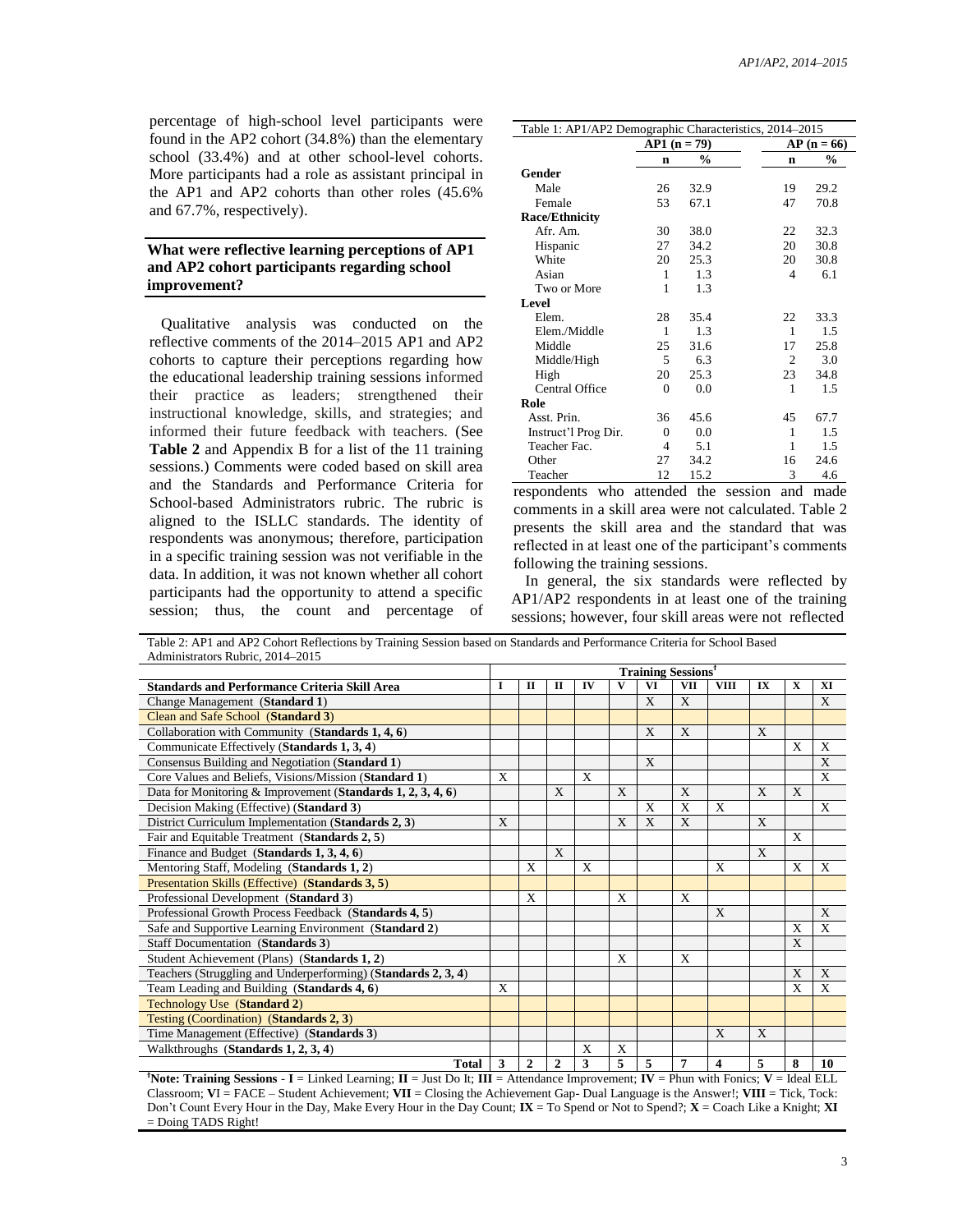percentage of high-school level participants were found in the AP2 cohort (34.8%) than the elementary school (33.4%) and at other school-level cohorts. More participants had a role as assistant principal in the AP1 and AP2 cohorts than other roles (45.6% and 67.7%, respectively).

Table 1: AP1/AP2 Demographic Characteristics, 2014–2015

| | AP1 (n = 79) | | AP (n = 66) | |
|---|---|---|---|---|
| | **n** | **%** | **n** | **%** |
| **Gender** | | | | |
| Male | 26 | 32.9 | 19 | 29.2 |
| Female | 53 | 67.1 | 47 | 70.8 |
| **Race/Ethnicity** | | | | |
| Afr. Am. | 30 | 38.0 | 22 | 32.3 |
| Hispanic | 27 | 34.2 | 20 | 30.8 |
| White | 20 | 25.3 | 20 | 30.8 |
| Asian | 1 | 1.3 | 4 | 6.1 |
| Two or More | 1 | 1.3 | | |
| **Level** | | | | |
| Elem. | 28 | 35.4 | 22 | 33.3 |
| Elem./Middle | 1 | 1.3 | 1 | 1.5 |
| Middle | 25 | 31.6 | 17 | 25.8 |
| Middle/High | 5 | 6.3 | 2 | 3.0 |
| High | 20 | 25.3 | 23 | 34.8 |
| Central Office | 0 | 0.0 | 1 | 1.5 |
| **Role** | | | | |
| Asst. Prin. | 36 | 45.6 | 45 | 67.7 |
| Instruct'l Prog Dir. | 0 | 0.0 | 1 | 1.5 |
| Teacher Fac. | 4 | 5.1 | 1 | 1.5 |
| Other | 27 | 34.2 | 16 | 24.6 |
| Teacher | 12 | 15.2 | 3 | 4.6 |

## What were reflective learning perceptions of AP1 and AP2 cohort participants regarding school improvement?

Qualitative analysis was conducted on the reflective comments of the 2014–2015 AP1 and AP2 cohorts to capture their perceptions regarding how the educational leadership training sessions informed their practice as leaders; strengthened their instructional knowledge, skills, and strategies; and informed their future feedback with teachers. (See **Table 2** and Appendix B for a list of the 11 training sessions.) Comments were coded based on skill area and the Standards and Performance Criteria for School-based Administrators rubric. The rubric is aligned to the ISLLC standards. The identity of respondents was anonymous; therefore, participation in a specific training session was not verifiable in the data. In addition, it was not known whether all cohort participants had the opportunity to attend a specific session; thus, the count and percentage of respondents who attended the session and made comments in a skill area were not calculated. Table 2 presents the skill area and the standard that was reflected in at least one of the participant's comments following the training sessions.

In general, the six standards were reflected by AP1/AP2 respondents in at least one of the training sessions; however, four skill areas were not reflected

Table 2: AP1 and AP2 Cohort Reflections by Training Session based on Standards and Performance Criteria for School Based Administrators Rubric, 2014–2015

| | Training Sessions† | | | | | | | | | | |
|---|---|---|---|---|---|---|---|---|---|---|---|
| **Standards and Performance Criteria Skill Area** | **I** | **II** | **II** | **IV** | **V** | **VI** | **VII** | **VIII** | **IX** | **X** | **XI** |
| Change Management (**Standard 1**) | | | | | | X | X | | | | X |
| Clean and Safe School (**Standard 3**) | | | | | | | | | | | |
| Collaboration with Community (**Standards 1, 4, 6**) | | | | | | X | X | | X | | |
| Communicate Effectively (**Standards 1, 3, 4**) | | | | | | | | | | X | X |
| Consensus Building and Negotiation (**Standard 1**) | | | | | | X | | | | | X |
| Core Values and Beliefs, Visions/Mission (**Standard 1**) | X | | | X | | | | | | | X |
| Data for Monitoring & Improvement (**Standards 1, 2, 3, 4, 6**) | | | X | | X | | X | | X | X | |
| Decision Making (Effective) (**Standard 3**) | | | | | | X | X | X | | | X |
| District Curriculum Implementation (**Standards 2, 3**) | X | | | | X | X | X | | X | | |
| Fair and Equitable Treatment (**Standards 2, 5**) | | | | | | | | | | X | |
| Finance and Budget (**Standards 1, 3, 4, 6**) | | | X | | | | | | X | | |
| Mentoring Staff, Modeling (**Standards 1, 2**) | | X | | X | | | | X | | X | X |
| Presentation Skills (Effective) (**Standards 3, 5**) | | | | | | | | | | | |
| Professional Development (**Standard 3**) | | X | | | X | | X | | | | |
| Professional Growth Process Feedback (**Standards 4, 5**) | | | | | | | | X | | | X |
| Safe and Supportive Learning Environment (**Standard 2**) | | | | | | | | | | X | X |
| Staff Documentation (**Standards 3**) | | | | | | | | | | X | |
| Student Achievement (Plans) (**Standards 1, 2**) | | | | | X | | X | | | | |
| Teachers (Struggling and Underperforming) (**Standards 2, 3, 4**) | | | | | | | | | | X | X |
| Team Leading and Building (**Standards 4, 6**) | X | | | | | | | | | X | X |
| Technology Use (**Standard 2**) | | | | | | | | | | | |
| Testing (Coordination) (**Standards 2, 3**) | | | | | | | | | | | |
| Time Management (Effective) (**Standards 3**) | | | | | | | | X | X | | |
| Walkthroughs (**Standards 1, 2, 3, 4**) | | | | X | X | | | | | | |
| **Total** | **3** | **2** | **2** | **3** | **5** | **5** | **7** | **4** | **5** | **8** | **10** |

†**Note: Training Sessions** - **I** = Linked Learning; **II** = Just Do It; **III** = Attendance Improvement; **IV** = Phun with Fonics; **V** = Ideal ELL Classroom; **VI** = FACE – Student Achievement; **VII** = Closing the Achievement Gap- Dual Language is the Answer!; **VIII** = Tick, Tock: Don't Count Every Hour in the Day, Make Every Hour in the Day Count; **IX** = To Spend or Not to Spend?; **X** = Coach Like a Knight; **XI** = Doing TADS Right!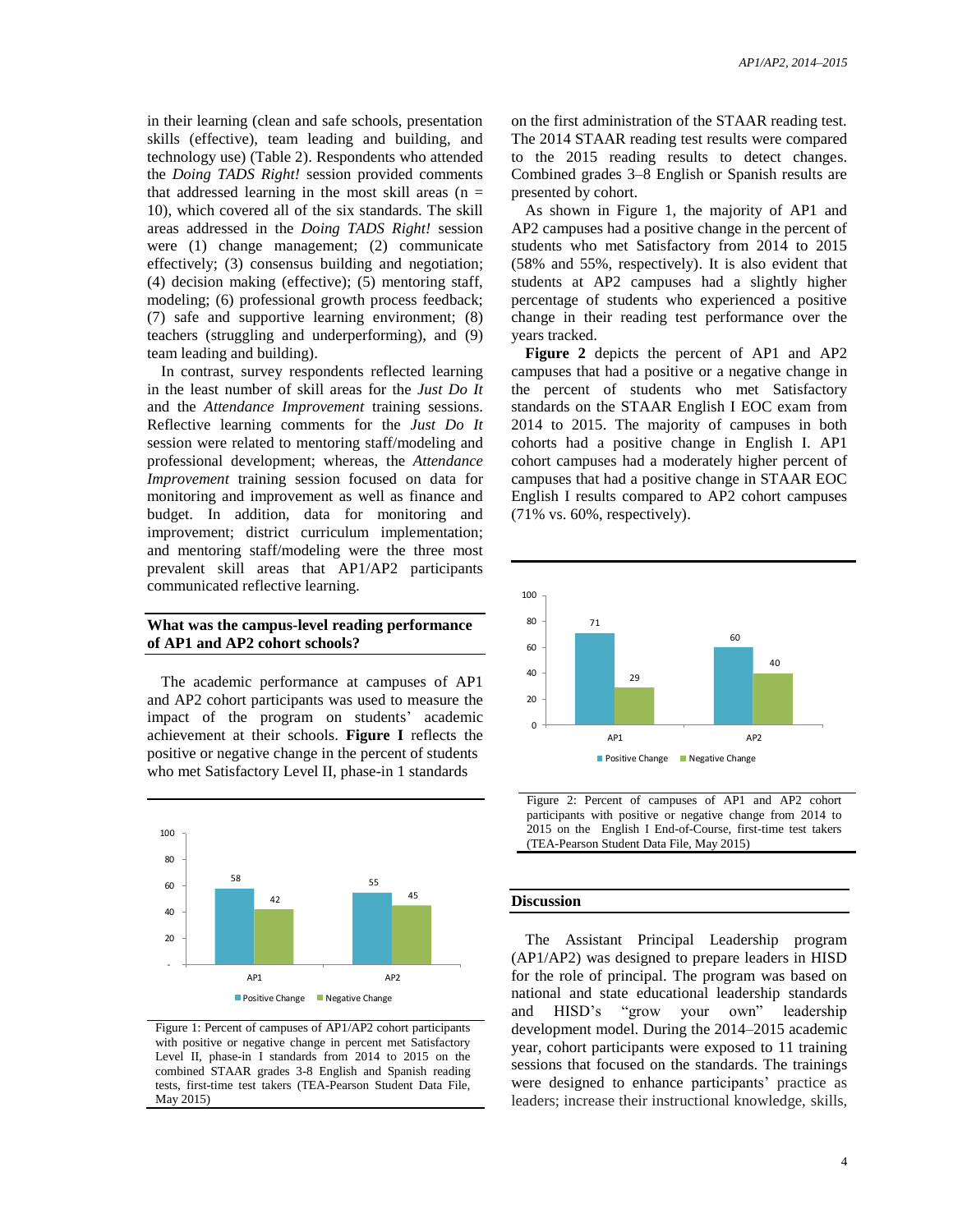in their learning (clean and safe schools, presentation skills (effective), team leading and building, and technology use) (Table 2). Respondents who attended the *Doing TADS Right!* session provided comments that addressed learning in the most skill areas (n = 10), which covered all of the six standards. The skill areas addressed in the *Doing TADS Right!* session were (1) change management; (2) communicate effectively; (3) consensus building and negotiation; (4) decision making (effective); (5) mentoring staff, modeling; (6) professional growth process feedback; (7) safe and supportive learning environment; (8) teachers (struggling and underperforming), and (9) team leading and building).

In contrast, survey respondents reflected learning in the least number of skill areas for the *Just Do It* and the *Attendance Improvement* training sessions. Reflective learning comments for the *Just Do It* session were related to mentoring staff/modeling and professional development; whereas, the *Attendance Improvement* training session focused on data for monitoring and improvement as well as finance and budget. In addition, data for monitoring and improvement; district curriculum implementation; and mentoring staff/modeling were the three most prevalent skill areas that AP1/AP2 participants communicated reflective learning.

## What was the campus-level reading performance of AP1 and AP2 cohort schools?

The academic performance at campuses of AP1 and AP2 cohort participants was used to measure the impact of the program on students' academic achievement at their schools. **Figure I** reflects the positive or negative change in the percent of students who met Satisfactory Level II, phase-in 1 standards on the first administration of the STAAR reading test. The 2014 STAAR reading test results were compared to the 2015 reading results to detect changes. Combined grades 3–8 English or Spanish results are presented by cohort.

| | Positive Change | Negative Change |
|---|---|---|
| AP1 | 58 | 42 |
| AP2 | 55 | 45 |

Figure 1: Percent of campuses of AP1/AP2 cohort participants with positive or negative change in percent met Satisfactory Level II, phase-in I standards from 2014 to 2015 on the combined STAAR grades 3-8 English and Spanish reading tests, first-time test takers (TEA-Pearson Student Data File, May 2015)

As shown in Figure 1, the majority of AP1 and AP2 campuses had a positive change in the percent of students who met Satisfactory from 2014 to 2015 (58% and 55%, respectively). It is also evident that students at AP2 campuses had a slightly higher percentage of students who experienced a positive change in their reading test performance over the years tracked.

**Figure 2** depicts the percent of AP1 and AP2 campuses that had a positive or a negative change in the percent of students who met Satisfactory standards on the STAAR English I EOC exam from 2014 to 2015. The majority of campuses in both cohorts had a positive change in English I. AP1 cohort campuses had a moderately higher percent of campuses that had a positive change in STAAR EOC English I results compared to AP2 cohort campuses (71% vs. 60%, respectively).

| | Positive Change | Negative Change |
|---|---|---|
| AP1 | 71 | 29 |
| AP2 | 60 | 40 |

Figure 2: Percent of campuses of AP1 and AP2 cohort participants with positive or negative change from 2014 to 2015 on the English I End-of-Course, first-time test takers (TEA-Pearson Student Data File, May 2015)

## Discussion

The Assistant Principal Leadership program (AP1/AP2) was designed to prepare leaders in HISD for the role of principal. The program was based on national and state educational leadership standards and HISD's "grow your own" leadership development model. During the 2014–2015 academic year, cohort participants were exposed to 11 training sessions that focused on the standards. The trainings were designed to enhance participants' practice as leaders; increase their instructional knowledge, skills,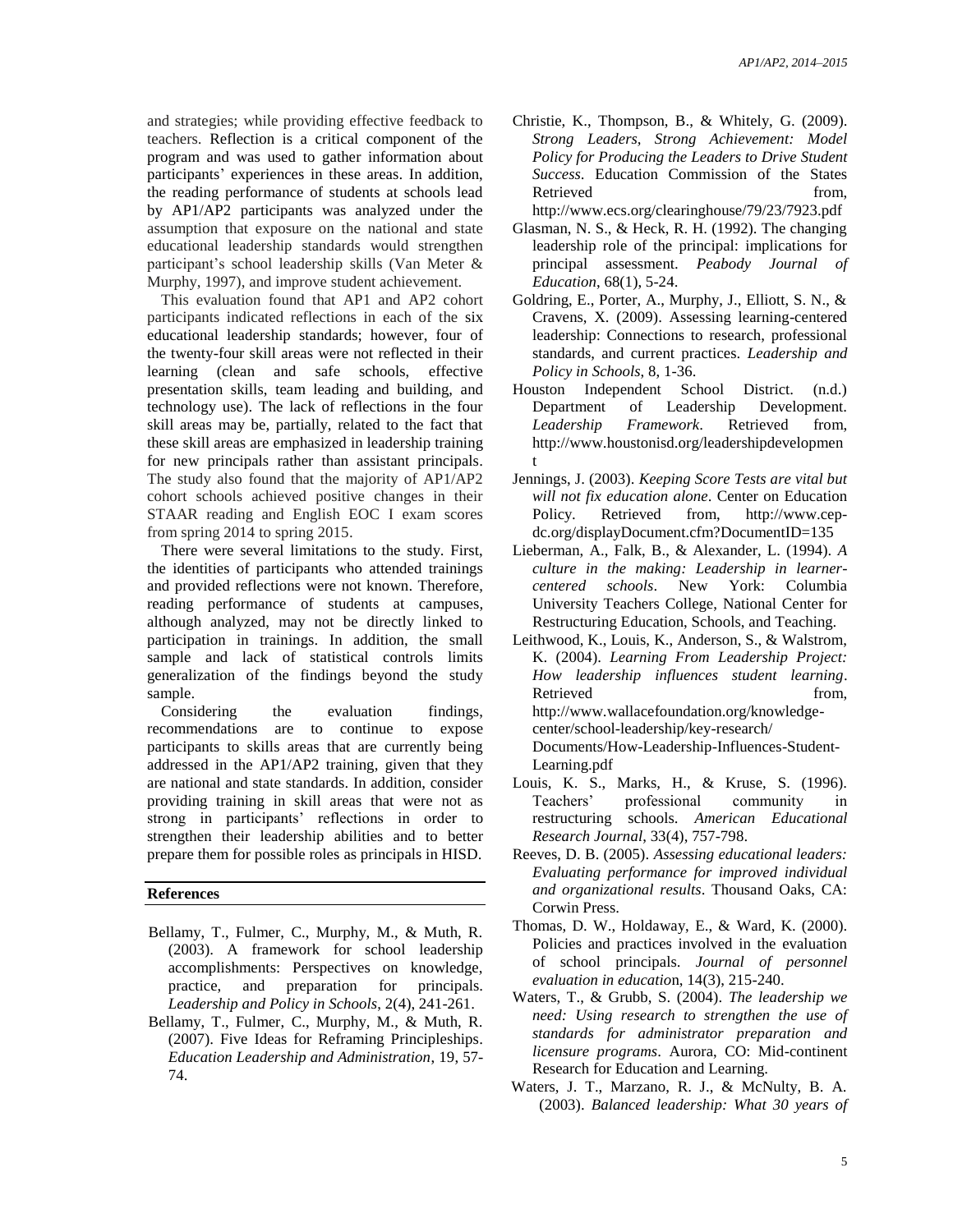and strategies; while providing effective feedback to teachers. Reflection is a critical component of the program and was used to gather information about participants' experiences in these areas. In addition, the reading performance of students at schools lead by AP1/AP2 participants was analyzed under the assumption that exposure on the national and state educational leadership standards would strengthen participant's school leadership skills (Van Meter & Murphy, 1997), and improve student achievement.

This evaluation found that AP1 and AP2 cohort participants indicated reflections in each of the six educational leadership standards; however, four of the twenty-four skill areas were not reflected in their learning (clean and safe schools, effective presentation skills, team leading and building, and technology use). The lack of reflections in the four skill areas may be, partially, related to the fact that these skill areas are emphasized in leadership training for new principals rather than assistant principals. The study also found that the majority of AP1/AP2 cohort schools achieved positive changes in their STAAR reading and English EOC I exam scores from spring 2014 to spring 2015.

There were several limitations to the study. First, the identities of participants who attended trainings and provided reflections were not known. Therefore, reading performance of students at campuses, although analyzed, may not be directly linked to participation in trainings. In addition, the small sample and lack of statistical controls limits generalization of the findings beyond the study sample.

Considering the evaluation findings, recommendations are to continue to expose participants to skills areas that are currently being addressed in the AP1/AP2 training, given that they are national and state standards. In addition, consider providing training in skill areas that were not as strong in participants' reflections in order to strengthen their leadership abilities and to better prepare them for possible roles as principals in HISD.

## References

Bellamy, T., Fulmer, C., Murphy, M., & Muth, R. (2003). A framework for school leadership accomplishments: Perspectives on knowledge, practice, and preparation for principals. *Leadership and Policy in Schools*, 2(4), 241-261.

Bellamy, T., Fulmer, C., Murphy, M., & Muth, R. (2007). Five Ideas for Reframing Principleships. *Education Leadership and Administration*, 19, 57-74.

Christie, K., Thompson, B., & Whitely, G. (2009). *Strong Leaders, Strong Achievement: Model Policy for Producing the Leaders to Drive Student Success*. Education Commission of the States Retrieved from, http://www.ecs.org/clearinghouse/79/23/7923.pdf

Glasman, N. S., & Heck, R. H. (1992). The changing leadership role of the principal: implications for principal assessment. *Peabody Journal of Education*, 68(1), 5-24.

Goldring, E., Porter, A., Murphy, J., Elliott, S. N., & Cravens, X. (2009). Assessing learning-centered leadership: Connections to research, professional standards, and current practices. *Leadership and Policy in Schools*, 8, 1-36.

Houston Independent School District. (n.d.) Department of Leadership Development. *Leadership Framework*. Retrieved from, http://www.houstonisd.org/leadershipdevelopment

Jennings, J. (2003). *Keeping Score Tests are vital but will not fix education alone*. Center on Education Policy. Retrieved from, http://www.cep-dc.org/displayDocument.cfm?DocumentID=135

Lieberman, A., Falk, B., & Alexander, L. (1994). *A culture in the making: Leadership in learner-centered schools*. New York: Columbia University Teachers College, National Center for Restructuring Education, Schools, and Teaching.

Leithwood, K., Louis, K., Anderson, S., & Walstrom, K. (2004). *Learning From Leadership Project: How leadership influences student learning*. Retrieved from, http://www.wallacefoundation.org/knowledge-center/school-leadership/key-research/Documents/How-Leadership-Influences-Student-Learning.pdf

Louis, K. S., Marks, H., & Kruse, S. (1996). Teachers' professional community in restructuring schools. *American Educational Research Journal*, 33(4), 757-798.

Reeves, D. B. (2005). *Assessing educational leaders: Evaluating performance for improved individual and organizational results*. Thousand Oaks, CA: Corwin Press.

Thomas, D. W., Holdaway, E., & Ward, K. (2000). Policies and practices involved in the evaluation of school principals. *Journal of personnel evaluation in education*, 14(3), 215-240.

Waters, T., & Grubb, S. (2004). *The leadership we need: Using research to strengthen the use of standards for administrator preparation and licensure programs*. Aurora, CO: Mid-continent Research for Education and Learning.

Waters, J. T., Marzano, R. J., & McNulty, B. A. (2003). *Balanced leadership: What 30 years of*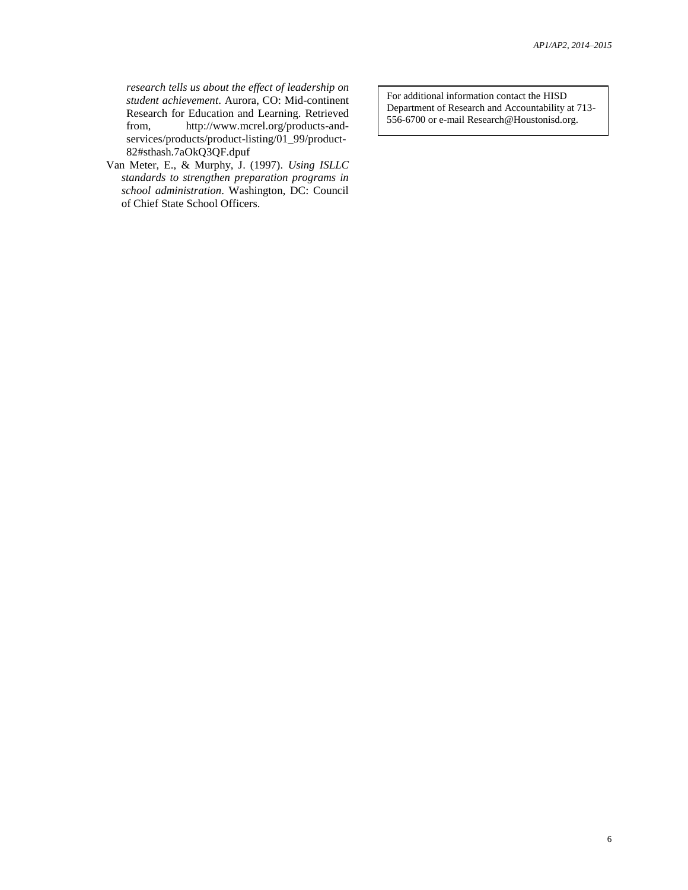*research tells us about the effect of leadership on student achievement*. Aurora, CO: Mid-continent Research for Education and Learning. Retrieved from, http://www.mcrel.org/products-and-services/products/product-listing/01_99/product-82#sthash.7aOkQ3QF.dpuf

Van Meter, E., & Murphy, J. (1997). *Using ISLLC standards to strengthen preparation programs in school administration*. Washington, DC: Council of Chief State School Officers.

For additional information contact the HISD Department of Research and Accountability at 713-556-6700 or e-mail Research@Houstonisd.org.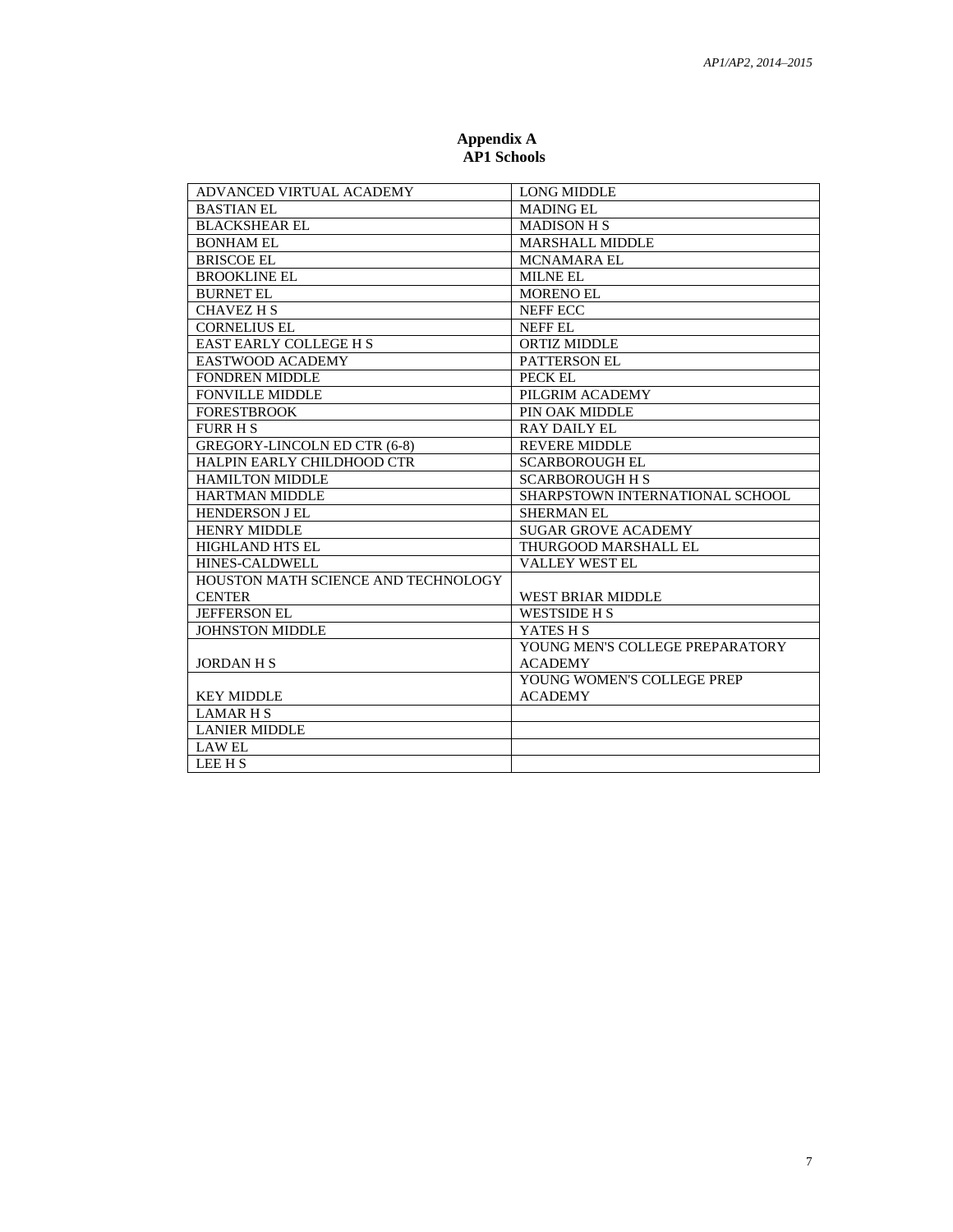# Appendix A
## AP1 Schools

| | |
|---|---|
| ADVANCED VIRTUAL ACADEMY | LONG MIDDLE |
| BASTIAN EL | MADING EL |
| BLACKSHEAR EL | MADISON H S |
| BONHAM EL | MARSHALL MIDDLE |
| BRISCOE EL | MCNAMARA EL |
| BROOKLINE EL | MILNE EL |
| BURNET EL | MORENO EL |
| CHAVEZ H S | NEFF ECC |
| CORNELIUS EL | NEFF EL |
| EAST EARLY COLLEGE H S | ORTIZ MIDDLE |
| EASTWOOD ACADEMY | PATTERSON EL |
| FONDREN MIDDLE | PECK EL |
| FONVILLE MIDDLE | PILGRIM ACADEMY |
| FORESTBROOK | PIN OAK MIDDLE |
| FURR H S | RAY DAILY EL |
| GREGORY-LINCOLN ED CTR (6-8) | REVERE MIDDLE |
| HALPIN EARLY CHILDHOOD CTR | SCARBOROUGH EL |
| HAMILTON MIDDLE | SCARBOROUGH H S |
| HARTMAN MIDDLE | SHARPSTOWN INTERNATIONAL SCHOOL |
| HENDERSON J EL | SHERMAN EL |
| HENRY MIDDLE | SUGAR GROVE ACADEMY |
| HIGHLAND HTS EL | THURGOOD MARSHALL EL |
| HINES-CALDWELL | VALLEY WEST EL |
| HOUSTON MATH SCIENCE AND TECHNOLOGY CENTER | WEST BRIAR MIDDLE |
| JEFFERSON EL | WESTSIDE H S |
| JOHNSTON MIDDLE | YATES H S |
| JORDAN H S | YOUNG MEN'S COLLEGE PREPARATORY ACADEMY |
| KEY MIDDLE | YOUNG WOMEN'S COLLEGE PREP ACADEMY |
| LAMAR H S | |
| LANIER MIDDLE | |
| LAW EL | |
| LEE H S | |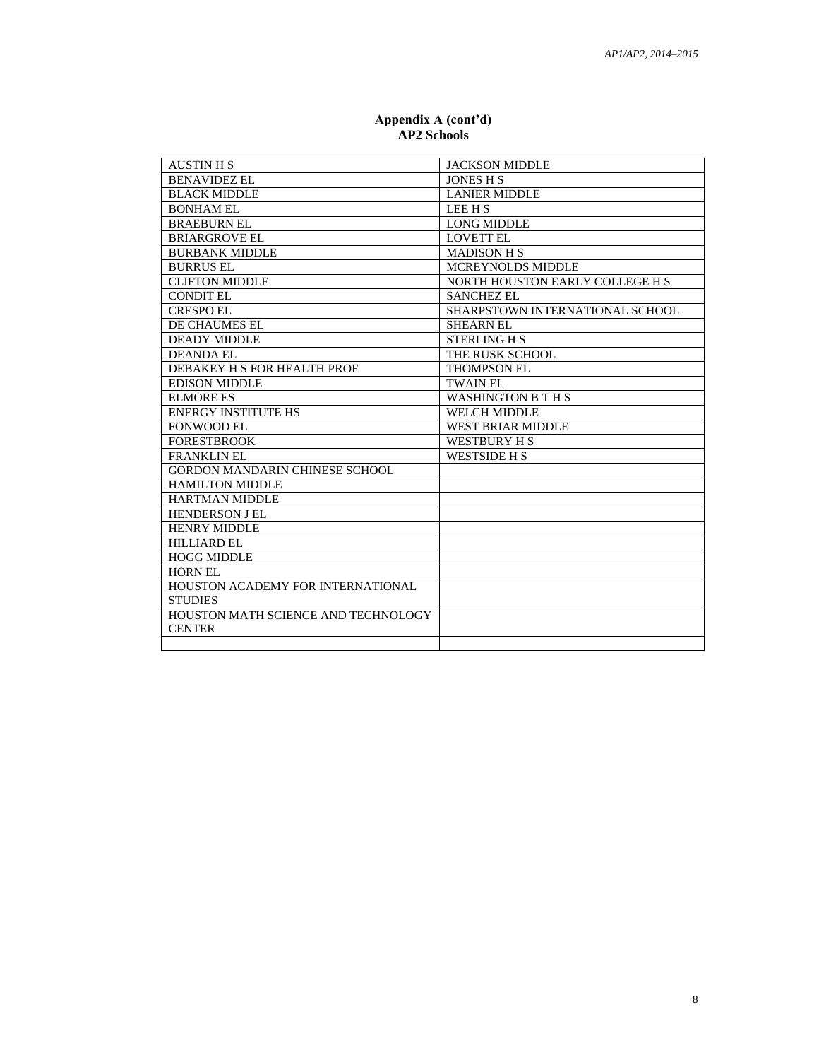**Appendix A (cont'd)**
**AP2 Schools**

| | |
|---|---|
| AUSTIN H S | JACKSON MIDDLE |
| BENAVIDEZ EL | JONES H S |
| BLACK MIDDLE | LANIER MIDDLE |
| BONHAM EL | LEE H S |
| BRAEBURN EL | LONG MIDDLE |
| BRIARGROVE EL | LOVETT EL |
| BURBANK MIDDLE | MADISON H S |
| BURRUS EL | MCREYNOLDS MIDDLE |
| CLIFTON MIDDLE | NORTH HOUSTON EARLY COLLEGE H S |
| CONDIT EL | SANCHEZ EL |
| CRESPO EL | SHARPSTOWN INTERNATIONAL SCHOOL |
| DE CHAUMES EL | SHEARN EL |
| DEADY MIDDLE | STERLING H S |
| DEANDA EL | THE RUSK SCHOOL |
| DEBAKEY H S FOR HEALTH PROF | THOMPSON EL |
| EDISON MIDDLE | TWAIN EL |
| ELMORE ES | WASHINGTON B T H S |
| ENERGY INSTITUTE HS | WELCH MIDDLE |
| FONWOOD EL | WEST BRIAR MIDDLE |
| FORESTBROOK | WESTBURY H S |
| FRANKLIN EL | WESTSIDE H S |
| GORDON MANDARIN CHINESE SCHOOL | |
| HAMILTON MIDDLE | |
| HARTMAN MIDDLE | |
| HENDERSON J EL | |
| HENRY MIDDLE | |
| HILLIARD EL | |
| HOGG MIDDLE | |
| HORN EL | |
| HOUSTON ACADEMY FOR INTERNATIONAL STUDIES | |
| HOUSTON MATH SCIENCE AND TECHNOLOGY CENTER | |
| | |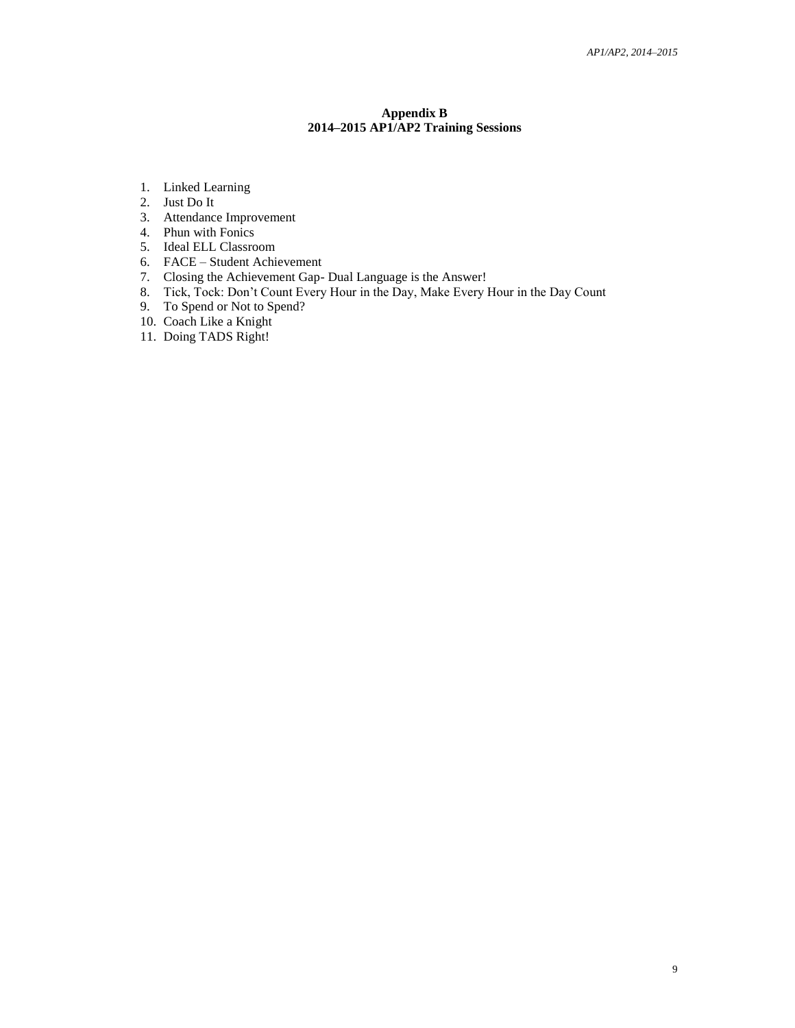## Appendix B
## 2014–2015 AP1/AP2 Training Sessions

1. Linked Learning
2. Just Do It
3. Attendance Improvement
4. Phun with Fonics
5. Ideal ELL Classroom
6. FACE – Student Achievement
7. Closing the Achievement Gap- Dual Language is the Answer!
8. Tick, Tock: Don't Count Every Hour in the Day, Make Every Hour in the Day Count
9. To Spend or Not to Spend?
10. Coach Like a Knight
11. Doing TADS Right!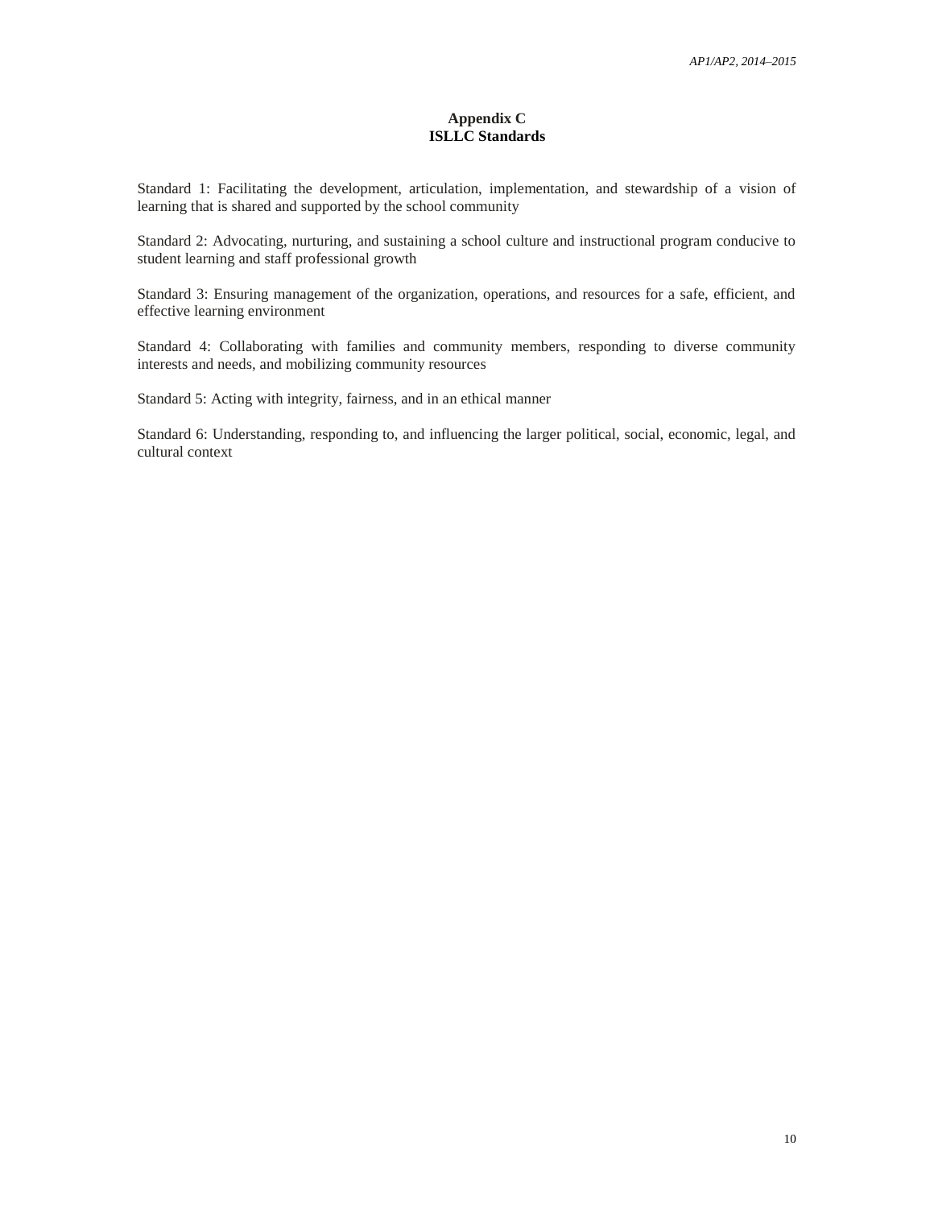# Appendix C
# ISLLC Standards

Standard 1: Facilitating the development, articulation, implementation, and stewardship of a vision of learning that is shared and supported by the school community

Standard 2: Advocating, nurturing, and sustaining a school culture and instructional program conducive to student learning and staff professional growth

Standard 3: Ensuring management of the organization, operations, and resources for a safe, efficient, and effective learning environment

Standard 4: Collaborating with families and community members, responding to diverse community interests and needs, and mobilizing community resources

Standard 5: Acting with integrity, fairness, and in an ethical manner

Standard 6: Understanding, responding to, and influencing the larger political, social, economic, legal, and cultural context